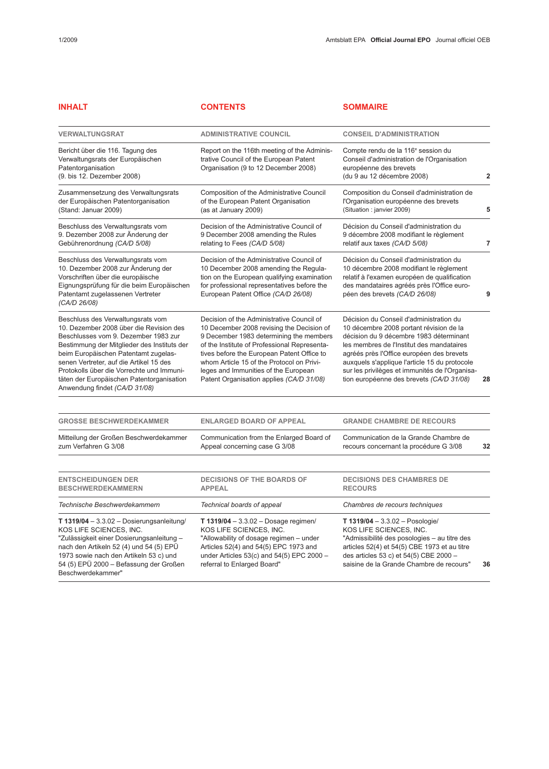| **INHALT** | **CONTENTS** | **SOMMAIRE** | |
|---|---|---|---|
| **VERWALTUNGSRAT** | **ADMINISTRATIVE COUNCIL** | **CONSEIL D'ADMINISTRATION** | |
| Bericht über die 116. Tagung des Verwaltungsrats der Europäischen Patentorganisation (9. bis 12. Dezember 2008) | Report on the 116th meeting of the Administrative Council of the European Patent Organisation (9 to 12 December 2008) | Compte rendu de la 116e session du Conseil d'administration de l'Organisation européenne des brevets (du 9 au 12 décembre 2008) | **2** |
| Zusammensetzung des Verwaltungsrats der Europäischen Patentorganisation (Stand: Januar 2009) | Composition of the Administrative Council of the European Patent Organisation (as at January 2009) | Composition du Conseil d'administration de l'Organisation européenne des brevets (Situation : janvier 2009) | **5** |
| Beschluss des Verwaltungsrats vom 9. Dezember 2008 zur Änderung der Gebührenordnung *(CA/D 5/08)* | Decision of the Administrative Council of 9 December 2008 amending the Rules relating to Fees *(CA/D 5/08)* | Décision du Conseil d'administration du 9 décembre 2008 modifiant le règlement relatif aux taxes *(CA/D 5/08)* | **7** |
| Beschluss des Verwaltungsrats vom 10. Dezember 2008 zur Änderung der Vorschriften über die europäische Eignungsprüfung für die beim Europäischen Patentamt zugelassenen Vertreter *(CA/D 26/08)* | Decision of the Administrative Council of 10 December 2008 amending the Regulation on the European qualifying examination for professional representatives before the European Patent Office *(CA/D 26/08)* | Décision du Conseil d'administration du 10 décembre 2008 modifiant le règlement relatif à l'examen européen de qualification des mandataires agréés près l'Office européen des brevets *(CA/D 26/08)* | **9** |
| Beschluss des Verwaltungsrats vom 10. Dezember 2008 über die Revision des Beschlusses vom 9. Dezember 1983 zur Bestimmung der Mitglieder des Instituts der beim Europäischen Patentamt zugelassenen Vertreter, auf die Artikel 15 des Protokolls über die Vorrechte und Immunitäten der Europäischen Patentorganisation Anwendung findet *(CA/D 31/08)* | Decision of the Administrative Council of 10 December 2008 revising the Decision of 9 December 1983 determining the members of the Institute of Professional Representatives before the European Patent Office to whom Article 15 of the Protocol on Privileges and Immunities of the European Patent Organisation applies *(CA/D 31/08)* | Décision du Conseil d'administration du 10 décembre 2008 portant révision de la décision du 9 décembre 1983 déterminant les membres de l'Institut des mandataires agréés près l'Office européen des brevets auxquels s'applique l'article 15 du protocole sur les privilèges et immunités de l'Organisation européenne des brevets *(CA/D 31/08)* | **28** |
| **GROSSE BESCHWERDEKAMMER** | **ENLARGED BOARD OF APPEAL** | **GRANDE CHAMBRE DE RECOURS** | |
| Mitteilung der Großen Beschwerdekammer zum Verfahren G 3/08 | Communication from the Enlarged Board of Appeal concerning case G 3/08 | Communication de la Grande Chambre de recours concernant la procédure G 3/08 | **32** |
| **ENTSCHEIDUNGEN DER BESCHWERDEKAMMERN** | **DECISIONS OF THE BOARDS OF APPEAL** | **DECISIONS DES CHAMBRES DE RECOURS** | |
| *Technische Beschwerdekammern* | *Technical boards of appeal* | *Chambres de recours techniques* | |
| **T 1319/04** – 3.3.02 – Dosierungsanleitung/ KOS LIFE SCIENCES, INC. "Zulässigkeit einer Dosierungsanleitung – nach den Artikeln 52 (4) und 54 (5) EPÜ 1973 sowie nach den Artikeln 53 c) und 54 (5) EPÜ 2000 – Befassung der Großen Beschwerdekammer" | **T 1319/04** – 3.3.02 – Dosage regimen/ KOS LIFE SCIENCES, INC. "Allowability of dosage regimen – under Articles 52(4) and 54(5) EPC 1973 and under Articles 53(c) and 54(5) EPC 2000 – referral to Enlarged Board" | **T 1319/04** – 3.3.02 – Posologie/ KOS LIFE SCIENCES, INC. "Admissibilité des posologies – au titre des articles 52(4) et 54(5) CBE 1973 et au titre des articles 53 c) et 54(5) CBE 2000 – saisine de la Grande Chambre de recours" | **36** |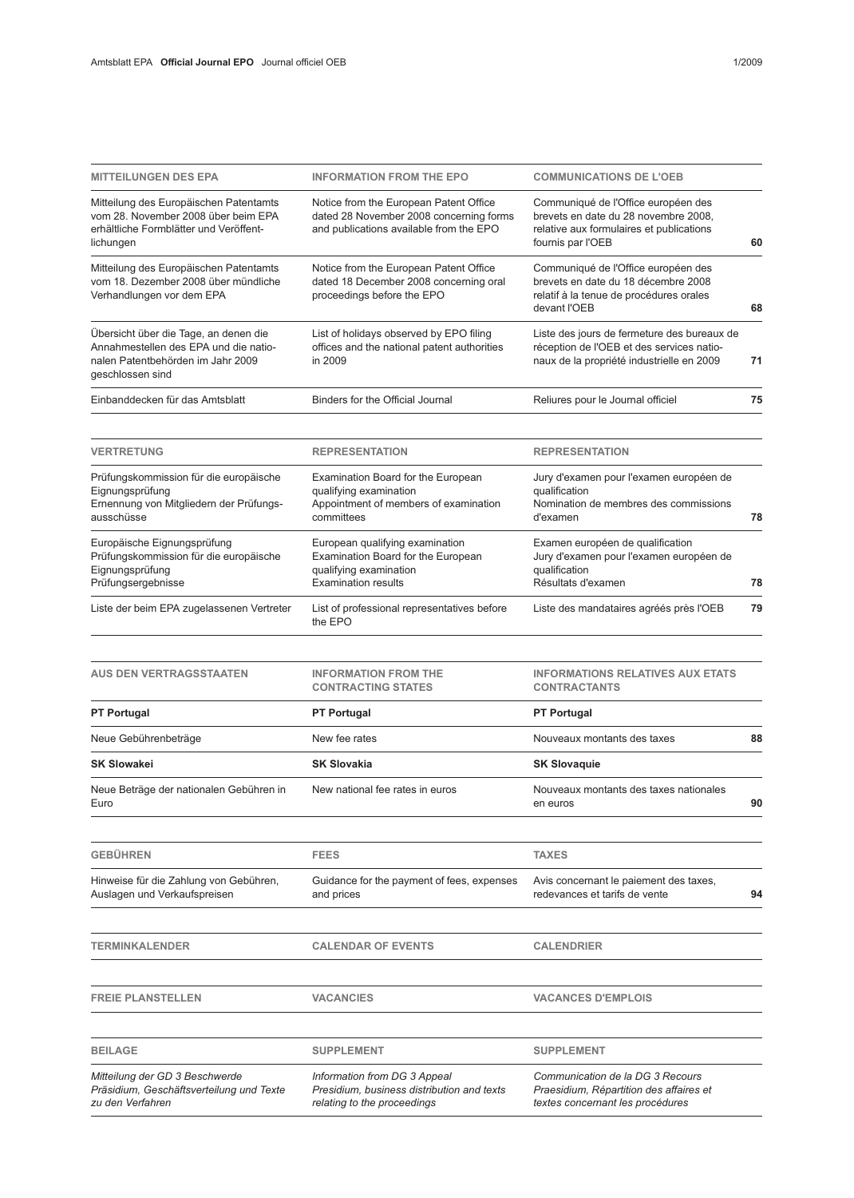| MITTEILUNGEN DES EPA | INFORMATION FROM THE EPO | COMMUNICATIONS DE L'OEB | |
|---|---|---|---|
| Mitteilung des Europäischen Patentamts vom 28. November 2008 über beim EPA erhältliche Formblätter und Veröffentlichungen | Notice from the European Patent Office dated 28 November 2008 concerning forms and publications available from the EPO | Communiqué de l'Office européen des brevets en date du 28 novembre 2008, relative aux formulaires et publications fournis par l'OEB | 60 |
| Mitteilung des Europäischen Patentamts vom 18. Dezember 2008 über mündliche Verhandlungen vor dem EPA | Notice from the European Patent Office dated 18 December 2008 concerning oral proceedings before the EPO | Communiqué de l'Office européen des brevets en date du 18 décembre 2008 relatif à la tenue de procédures orales devant l'OEB | 68 |
| Übersicht über die Tage, an denen die Annahmestellen des EPA und die nationalen Patentbehörden im Jahr 2009 geschlossen sind | List of holidays observed by EPO filing offices and the national patent authorities in 2009 | Liste des jours de fermeture des bureaux de réception de l'OEB et des services nationaux de la propriété industrielle en 2009 | 71 |
| Einbanddecken für das Amtsblatt | Binders for the Official Journal | Reliures pour le Journal officiel | 75 |

| VERTRETUNG | REPRESENTATION | REPRESENTATION | |
|---|---|---|---|
| Prüfungskommission für die europäische Eignungsprüfung<br>Ernennung von Mitgliedern der Prüfungsausschüsse | Examination Board for the European qualifying examination<br>Appointment of members of examination committees | Jury d'examen pour l'examen européen de qualification<br>Nomination de membres des commissions d'examen | 78 |
| Europäische Eignungsprüfung<br>Prüfungskommission für die europäische Eignungsprüfung<br>Prüfungsergebnisse | European qualifying examination<br>Examination Board for the European qualifying examination<br>Examination results | Examen européen de qualification<br>Jury d'examen pour l'examen européen de qualification<br>Résultats d'examen | 78 |
| Liste der beim EPA zugelassenen Vertreter | List of professional representatives before the EPO | Liste des mandataires agréés près l'OEB | 79 |

| AUS DEN VERTRAGSSTAATEN | INFORMATION FROM THE CONTRACTING STATES | INFORMATIONS RELATIVES AUX ETATS CONTRACTANTS | |
|---|---|---|---|
| **PT Portugal** | **PT Portugal** | **PT Portugal** | |
| Neue Gebührenbeträge | New fee rates | Nouveaux montants des taxes | 88 |
| **SK Slowakei** | **SK Slovakia** | **SK Slovaquie** | |
| Neue Beträge der nationalen Gebühren in Euro | New national fee rates in euros | Nouveaux montants des taxes nationales en euros | 90 |

| GEBÜHREN | FEES | TAXES | |
|---|---|---|---|
| Hinweise für die Zahlung von Gebühren, Auslagen und Verkaufspreisen | Guidance for the payment of fees, expenses and prices | Avis concernant le paiement des taxes, redevances et tarifs de vente | 94 |

| TERMINKALENDER | CALENDAR OF EVENTS | CALENDRIER |
|---|---|---|

| FREIE PLANSTELLEN | VACANCIES | VACANCES D'EMPLOIS |
|---|---|---|

| BEILAGE | SUPPLEMENT | SUPPLEMENT |
|---|---|---|
| *Mitteilung der GD 3 Beschwerde Präsidium, Geschäftsverteilung und Texte zu den Verfahren* | *Information from DG 3 Appeal Presidium, business distribution and texts relating to the proceedings* | *Communication de la DG 3 Recours Praesidium, Répartition des affaires et textes concernant les procédures* |